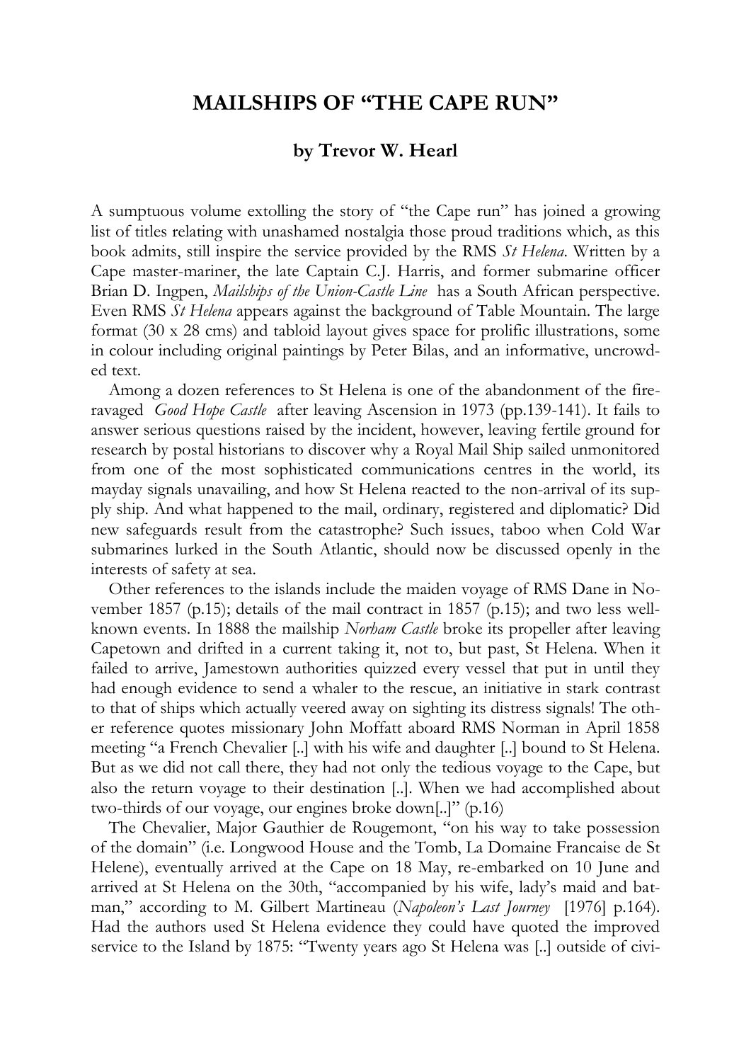# MAILSHIPS OF "THE CAPE RUN"

### by Trevor W. Hearl

A sumptuous volume extolling the story of "the Cape run" has joined a growing list of titles relating with unashamed nostalgia those proud traditions which, as this book admits, still inspire the service provided by the RMS *St Helena*. Written by a Cape master-mariner, the late Captain C.J. Harris, and former submarine officer Brian D. Ingpen, *Mailships of the Union-Castle Line* has a South African perspective. Even RMS *St Helena* appears against the background of Table Mountain. The large format (30 x 28 cms) and tabloid layout gives space for prolific illustrations, some in colour including original paintings by Peter Bilas, and an informative, uncrowded text.

Among a dozen references to St Helena is one of the abandonment of the fire-ravaged *Good Hope Castle* after leaving Ascension in 1973 (pp.139-141). It fails to answer serious questions raised by the incident, however, leaving fertile ground for research by postal historians to discover why a Royal Mail Ship sailed unmonitored from one of the most sophisticated communications centres in the world, its mayday signals unavailing, and how St Helena reacted to the non-arrival of its supply ship. And what happened to the mail, ordinary, registered and diplomatic? Did new safeguards result from the catastrophe? Such issues, taboo when Cold War submarines lurked in the South Atlantic, should now be discussed openly in the interests of safety at sea.

Other references to the islands include the maiden voyage of RMS Dane in November 1857 (p.15); details of the mail contract in 1857 (p.15); and two less well-known events. In 1888 the mailship *Norham Castle* broke its propeller after leaving Capetown and drifted in a current taking it, not to, but past, St Helena. When it failed to arrive, Jamestown authorities quizzed every vessel that put in until they had enough evidence to send a whaler to the rescue, an initiative in stark contrast to that of ships which actually veered away on sighting its distress signals! The other reference quotes missionary John Moffatt aboard RMS Norman in April 1858 meeting "a French Chevalier [..] with his wife and daughter [..] bound to St Helena. But as we did not call there, they had not only the tedious voyage to the Cape, but also the return voyage to their destination [..]. When we had accomplished about two-thirds of our voyage, our engines broke down[..]" (p.16)

The Chevalier, Major Gauthier de Rougemont, "on his way to take possession of the domain" (i.e. Longwood House and the Tomb, La Domaine Francaise de St Helene), eventually arrived at the Cape on 18 May, re-embarked on 10 June and arrived at St Helena on the 30th, "accompanied by his wife, lady's maid and batman," according to M. Gilbert Martineau (*Napoleon's Last Journey* [1976] p.164). Had the authors used St Helena evidence they could have quoted the improved service to the Island by 1875: "Twenty years ago St Helena was [..] outside of civi-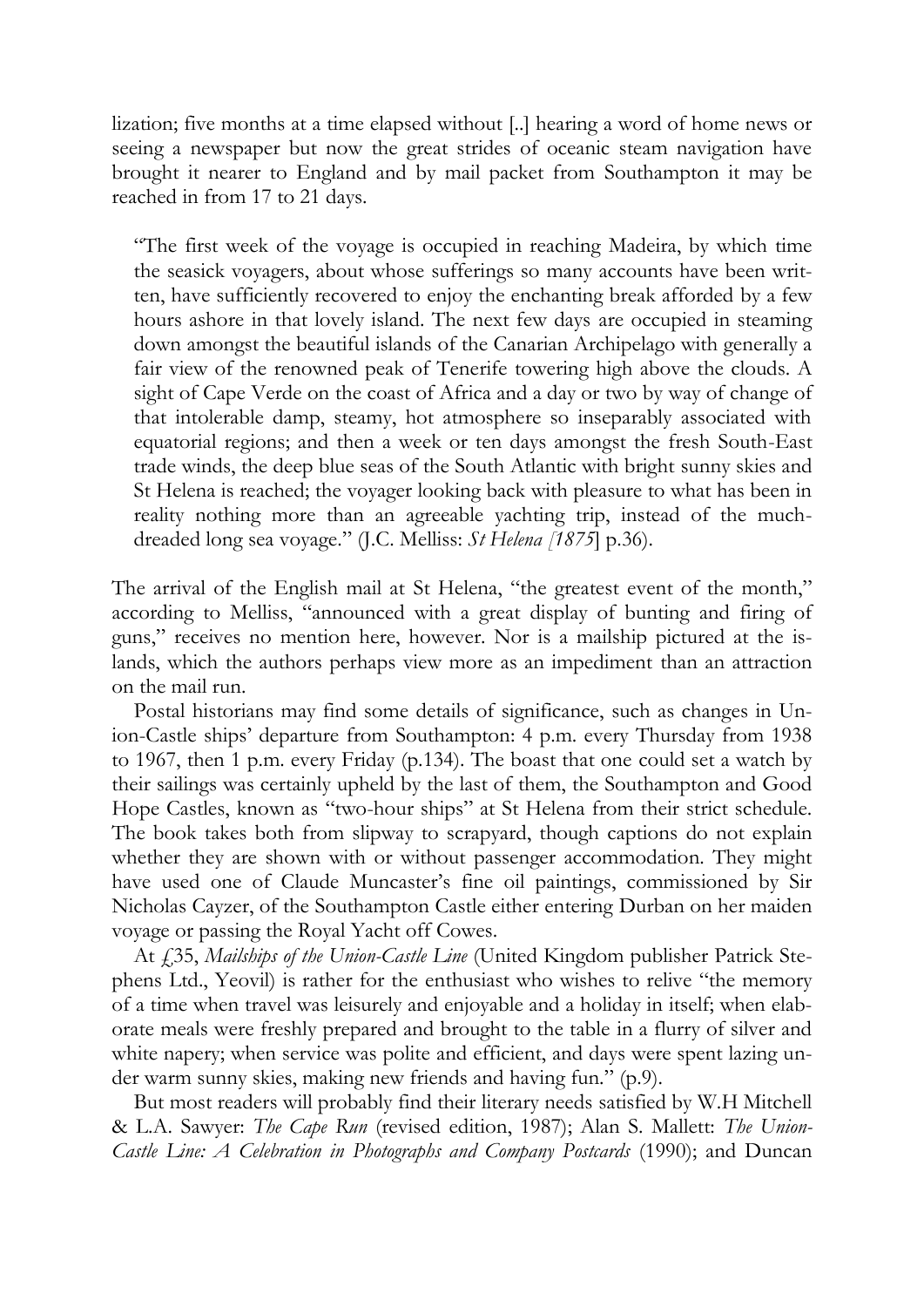lization; five months at a time elapsed without [..] hearing a word of home news or seeing a newspaper but now the great strides of oceanic steam navigation have brought it nearer to England and by mail packet from Southampton it may be reached in from 17 to 21 days.

> "The first week of the voyage is occupied in reaching Madeira, by which time the seasick voyagers, about whose sufferings so many accounts have been written, have sufficiently recovered to enjoy the enchanting break afforded by a few hours ashore in that lovely island. The next few days are occupied in steaming down amongst the beautiful islands of the Canarian Archipelago with generally a fair view of the renowned peak of Tenerife towering high above the clouds. A sight of Cape Verde on the coast of Africa and a day or two by way of change of that intolerable damp, steamy, hot atmosphere so inseparably associated with equatorial regions; and then a week or ten days amongst the fresh South-East trade winds, the deep blue seas of the South Atlantic with bright sunny skies and St Helena is reached; the voyager looking back with pleasure to what has been in reality nothing more than an agreeable yachting trip, instead of the much-dreaded long sea voyage." (J.C. Melliss: *St Helena [1875*] p.36).

The arrival of the English mail at St Helena, "the greatest event of the month," according to Melliss, "announced with a great display of bunting and firing of guns," receives no mention here, however. Nor is a mailship pictured at the islands, which the authors perhaps view more as an impediment than an attraction on the mail run.

Postal historians may find some details of significance, such as changes in Union-Castle ships' departure from Southampton: 4 p.m. every Thursday from 1938 to 1967, then 1 p.m. every Friday (p.134). The boast that one could set a watch by their sailings was certainly upheld by the last of them, the Southampton and Good Hope Castles, known as "two-hour ships" at St Helena from their strict schedule. The book takes both from slipway to scrapyard, though captions do not explain whether they are shown with or without passenger accommodation. They might have used one of Claude Muncaster's fine oil paintings, commissioned by Sir Nicholas Cayzer, of the Southampton Castle either entering Durban on her maiden voyage or passing the Royal Yacht off Cowes.

At £35, *Mailships of the Union-Castle Line* (United Kingdom publisher Patrick Stephens Ltd., Yeovil) is rather for the enthusiast who wishes to relive "the memory of a time when travel was leisurely and enjoyable and a holiday in itself; when elaborate meals were freshly prepared and brought to the table in a flurry of silver and white napery; when service was polite and efficient, and days were spent lazing under warm sunny skies, making new friends and having fun." (p.9).

But most readers will probably find their literary needs satisfied by W.H Mitchell & L.A. Sawyer: *The Cape Run* (revised edition, 1987); Alan S. Mallett: *The Union-Castle Line: A Celebration in Photographs and Company Postcards* (1990); and Duncan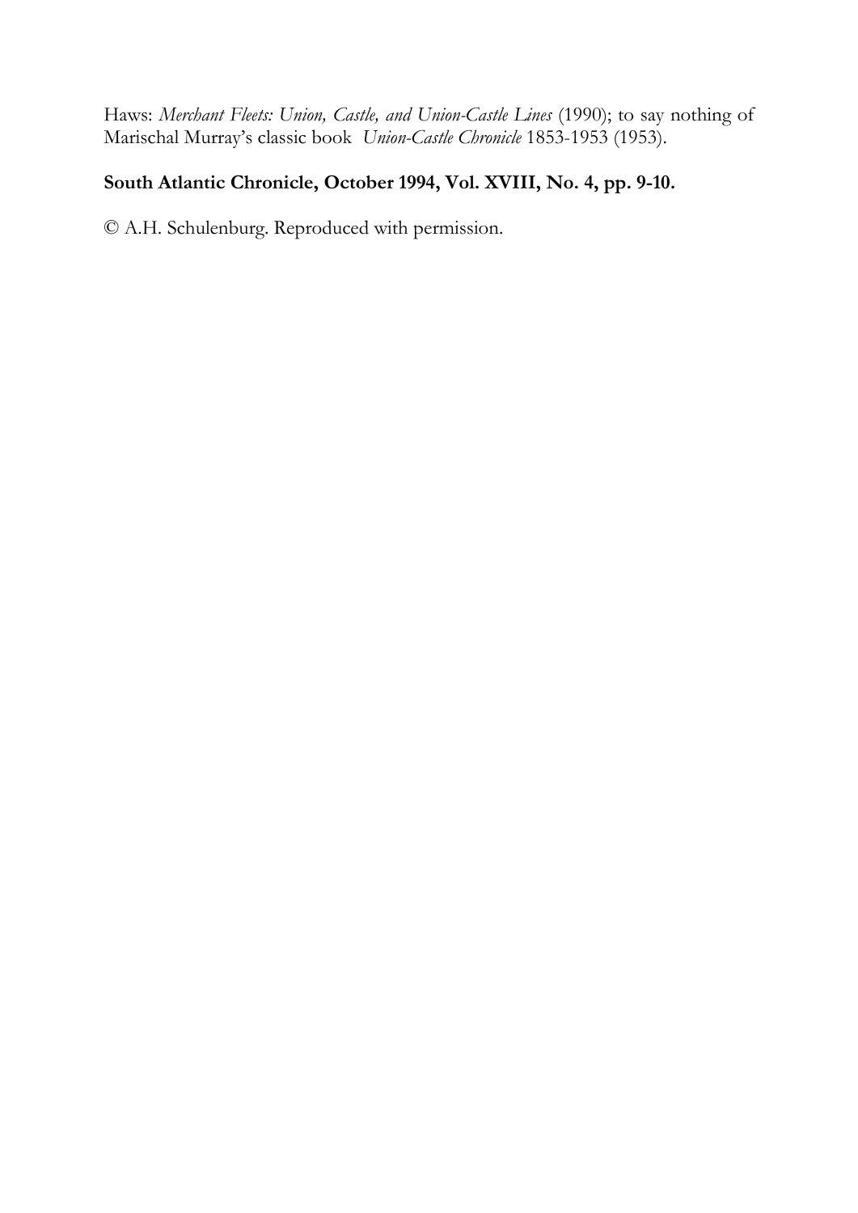Haws: *Merchant Fleets: Union, Castle, and Union-Castle Lines* (1990); to say nothing of Marischal Murray's classic book *Union-Castle Chronicle* 1853-1953 (1953).

**South Atlantic Chronicle, October 1994, Vol. XVIII, No. 4, pp. 9-10.**

© A.H. Schulenburg. Reproduced with permission.